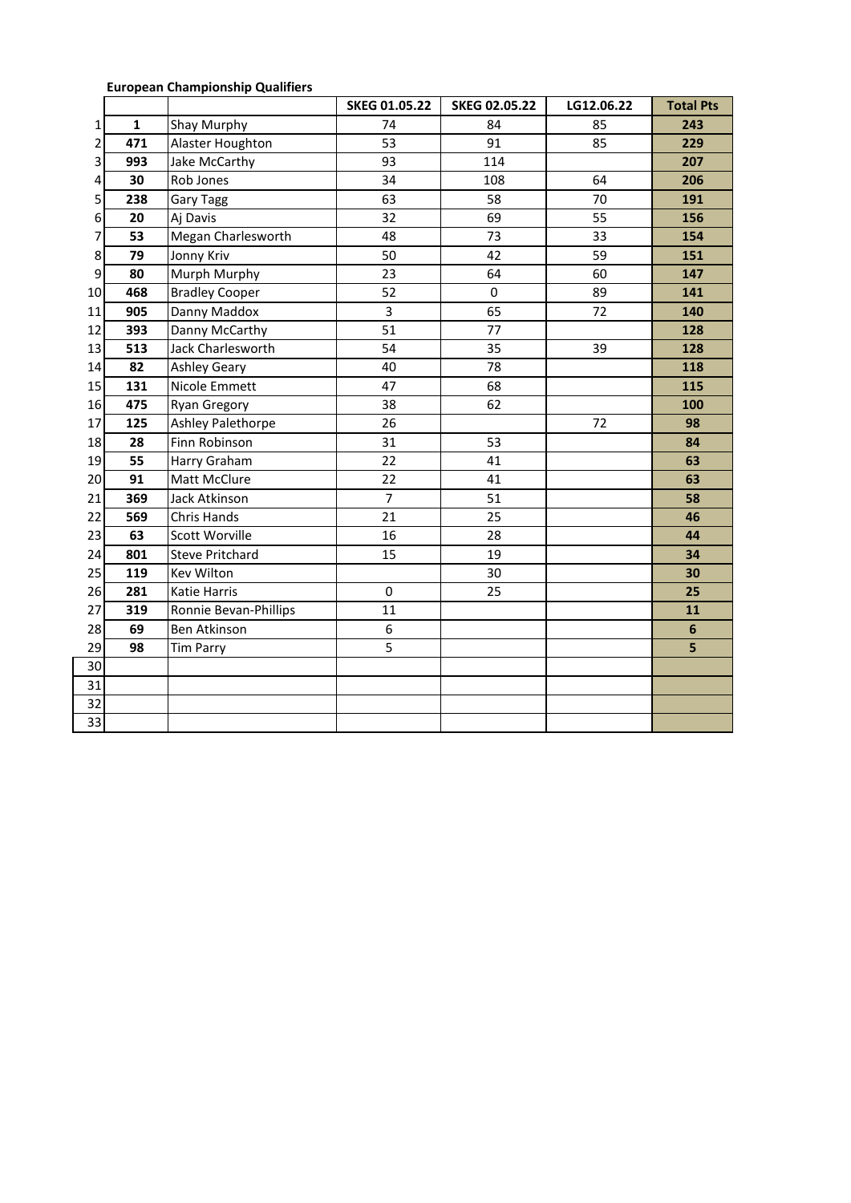**European Championship Qualifiers**

| | | | SKEG 01.05.22 | SKEG 02.05.22 | LG12.06.22 | Total Pts |
|---|---|---|---|---|---|---|
| 1 | **1** | Shay Murphy | 74 | 84 | 85 | **243** |
| 2 | **471** | Alaster Houghton | 53 | 91 | 85 | **229** |
| 3 | **993** | Jake McCarthy | 93 | 114 | | **207** |
| 4 | **30** | Rob Jones | 34 | 108 | 64 | **206** |
| 5 | **238** | Gary Tagg | 63 | 58 | 70 | **191** |
| 6 | **20** | Aj Davis | 32 | 69 | 55 | **156** |
| 7 | **53** | Megan Charlesworth | 48 | 73 | 33 | **154** |
| 8 | **79** | Jonny Kriv | 50 | 42 | 59 | **151** |
| 9 | **80** | Murph Murphy | 23 | 64 | 60 | **147** |
| 10 | **468** | Bradley Cooper | 52 | 0 | 89 | **141** |
| 11 | **905** | Danny Maddox | 3 | 65 | 72 | **140** |
| 12 | **393** | Danny McCarthy | 51 | 77 | | **128** |
| 13 | **513** | Jack Charlesworth | 54 | 35 | 39 | **128** |
| 14 | **82** | Ashley Geary | 40 | 78 | | **118** |
| 15 | **131** | Nicole Emmett | 47 | 68 | | **115** |
| 16 | **475** | Ryan Gregory | 38 | 62 | | **100** |
| 17 | **125** | Ashley Palethorpe | 26 | | 72 | **98** |
| 18 | **28** | Finn Robinson | 31 | 53 | | **84** |
| 19 | **55** | Harry Graham | 22 | 41 | | **63** |
| 20 | **91** | Matt McClure | 22 | 41 | | **63** |
| 21 | **369** | Jack Atkinson | 7 | 51 | | **58** |
| 22 | **569** | Chris Hands | 21 | 25 | | **46** |
| 23 | **63** | Scott Worville | 16 | 28 | | **44** |
| 24 | **801** | Steve Pritchard | 15 | 19 | | **34** |
| 25 | **119** | Kev Wilton | | 30 | | **30** |
| 26 | **281** | Katie Harris | 0 | 25 | | **25** |
| 27 | **319** | Ronnie Bevan-Phillips | 11 | | | **11** |
| 28 | **69** | Ben Atkinson | 6 | | | **6** |
| 29 | **98** | Tim Parry | 5 | | | **5** |
| 30 | | | | | | |
| 31 | | | | | | |
| 32 | | | | | | |
| 33 | | | | | | |